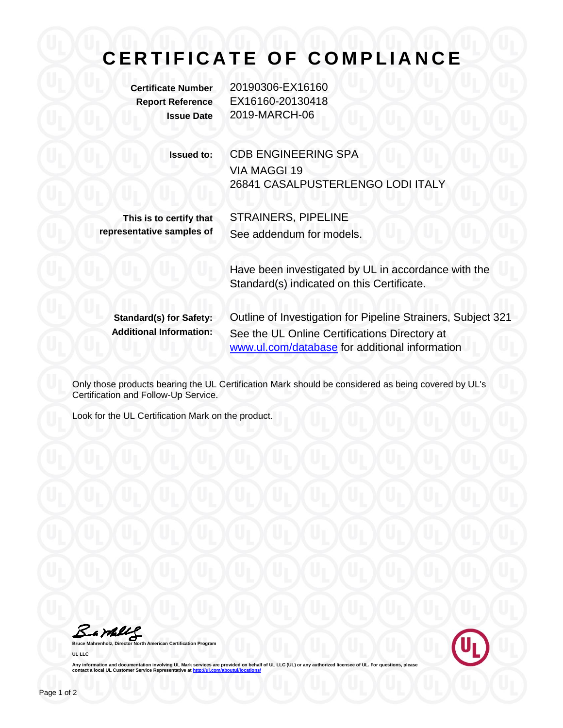# CERTIFICATE OF COMPLIANCE

**Certificate Number** 20190306-EX16160
**Report Reference** EX16160-20130418
**Issue Date** 2019-MARCH-06

**Issued to:** CDB ENGINEERING SPA
VIA MAGGI 19
26841 CASALPUSTERLENGO LODI ITALY

**This is to certify that representative samples of** STRAINERS, PIPELINE
See addendum for models.

Have been investigated by UL in accordance with the Standard(s) indicated on this Certificate.

**Standard(s) for Safety:** Outline of Investigation for Pipeline Strainers, Subject 321
**Additional Information:** See the UL Online Certifications Directory at www.ul.com/database for additional information

Only those products bearing the UL Certification Mark should be considered as being covered by UL's Certification and Follow-Up Service.

Look for the UL Certification Mark on the product.

Bruce Mahrenholz, Director North American Certification Program
UL LLC

Any information and documentation involving UL Mark services are provided on behalf of UL LLC (UL) or any authorized licensee of UL. For questions, please contact a local UL Customer Service Representative at http://ul.com/aboutul/locations/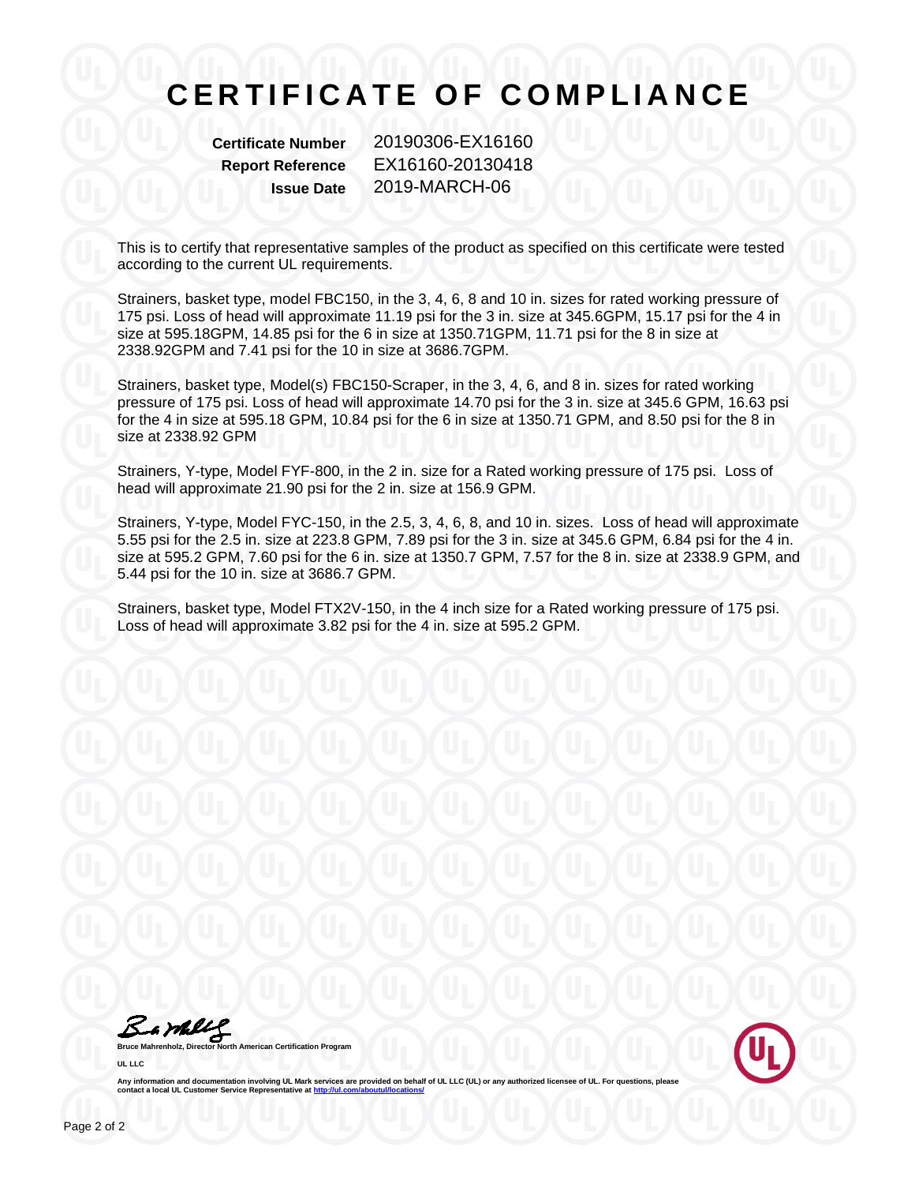# CERTIFICATE OF COMPLIANCE

**Certificate Number** 20190306-EX16160
**Report Reference** EX16160-20130418
**Issue Date** 2019-MARCH-06

This is to certify that representative samples of the product as specified on this certificate were tested according to the current UL requirements.

Strainers, basket type, model FBC150, in the 3, 4, 6, 8 and 10 in. sizes for rated working pressure of 175 psi. Loss of head will approximate 11.19 psi for the 3 in. size at 345.6GPM, 15.17 psi for the 4 in size at 595.18GPM, 14.85 psi for the 6 in size at 1350.71GPM, 11.71 psi for the 8 in size at 2338.92GPM and 7.41 psi for the 10 in size at 3686.7GPM.

Strainers, basket type, Model(s) FBC150-Scraper, in the 3, 4, 6, and 8 in. sizes for rated working pressure of 175 psi. Loss of head will approximate 14.70 psi for the 3 in. size at 345.6 GPM, 16.63 psi for the 4 in size at 595.18 GPM, 10.84 psi for the 6 in size at 1350.71 GPM, and 8.50 psi for the 8 in size at 2338.92 GPM

Strainers, Y-type, Model FYF-800, in the 2 in. size for a Rated working pressure of 175 psi. Loss of head will approximate 21.90 psi for the 2 in. size at 156.9 GPM.

Strainers, Y-type, Model FYC-150, in the 2.5, 3, 4, 6, 8, and 10 in. sizes. Loss of head will approximate 5.55 psi for the 2.5 in. size at 223.8 GPM, 7.89 psi for the 3 in. size at 345.6 GPM, 6.84 psi for the 4 in. size at 595.2 GPM, 7.60 psi for the 6 in. size at 1350.7 GPM, 7.57 for the 8 in. size at 2338.9 GPM, and 5.44 psi for the 10 in. size at 3686.7 GPM.

Strainers, basket type, Model FTX2V-150, in the 4 inch size for a Rated working pressure of 175 psi. Loss of head will approximate 3.82 psi for the 4 in. size at 595.2 GPM.

**Bruce Mahrenholz, Director North American Certification Program**

**UL LLC**

Any information and documentation involving UL Mark services are provided on behalf of UL LLC (UL) or any authorized licensee of UL. For questions, please contact a local UL Customer Service Representative at http://ul.com/aboutul/locations/